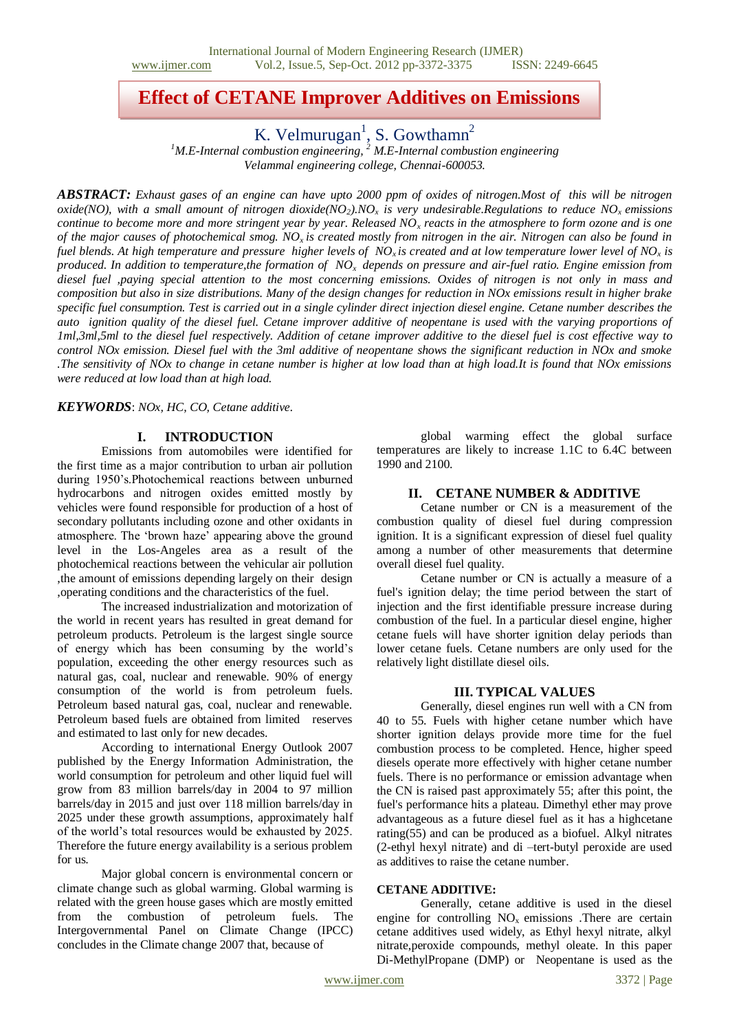# Effect of CETANE Improver Additives on Emissions

K. Velmurugan[1], S. Gowthamn[2]

[1]M.E-Internal combustion engineering, [2] M.E-Internal combustion engineering
Velammal engineering college, Chennai-600053.

***ABSTRACT:*** *Exhaust gases of an engine can have upto 2000 ppm of oxides of nitrogen.Most of this will be nitrogen oxide(NO), with a small amount of nitrogen dioxide($NO_2$).$NO_x$ is very undesirable.Regulations to reduce $NO_x$ emissions continue to become more and more stringent year by year. Released $NO_x$ reacts in the atmosphere to form ozone and is one of the major causes of photochemical smog. $NO_x$ is created mostly from nitrogen in the air. Nitrogen can also be found in fuel blends. At high temperature and pressure higher levels of $NO_x$ is created and at low temperature lower level of $NO_x$ is produced. In addition to temperature,the formation of $NO_x$ depends on pressure and air-fuel ratio. Engine emission from diesel fuel ,paying special attention to the most concerning emissions. Oxides of nitrogen is not only in mass and composition but also in size distributions. Many of the design changes for reduction in NOx emissions result in higher brake specific fuel consumption. Test is carried out in a single cylinder direct injection diesel engine. Cetane number describes the auto ignition quality of the diesel fuel. Cetane improver additive of neopentane is used with the varying proportions of 1ml,3ml,5ml to the diesel fuel respectively. Addition of cetane improver additive to the diesel fuel is cost effective way to control NOx emission. Diesel fuel with the 3ml additive of neopentane shows the significant reduction in NOx and smoke .The sensitivity of NOx to change in cetane number is higher at low load than at high load.It is found that NOx emissions were reduced at low load than at high load.*

***KEYWORDS***: *NOx, HC, CO, Cetane additive.*

## I. INTRODUCTION

Emissions from automobiles were identified for the first time as a major contribution to urban air pollution during 1950's.Photochemical reactions between unburned hydrocarbons and nitrogen oxides emitted mostly by vehicles were found responsible for production of a host of secondary pollutants including ozone and other oxidants in atmosphere. The 'brown haze' appearing above the ground level in the Los-Angeles area as a result of the photochemical reactions between the vehicular air pollution ,the amount of emissions depending largely on their design ,operating conditions and the characteristics of the fuel.

The increased industrialization and motorization of the world in recent years has resulted in great demand for petroleum products. Petroleum is the largest single source of energy which has been consuming by the world's population, exceeding the other energy resources such as natural gas, coal, nuclear and renewable. 90% of energy consumption of the world is from petroleum fuels. Petroleum based natural gas, coal, nuclear and renewable. Petroleum based fuels are obtained from limited reserves and estimated to last only for new decades.

According to international Energy Outlook 2007 published by the Energy Information Administration, the world consumption for petroleum and other liquid fuel will grow from 83 million barrels/day in 2004 to 97 million barrels/day in 2015 and just over 118 million barrels/day in 2025 under these growth assumptions, approximately half of the world's total resources would be exhausted by 2025. Therefore the future energy availability is a serious problem for us.

Major global concern is environmental concern or climate change such as global warming. Global warming is related with the green house gases which are mostly emitted from the combustion of petroleum fuels. The Intergovernmental Panel on Climate Change (IPCC) concludes in the Climate change 2007 that, because of global warming effect the global surface temperatures are likely to increase 1.1C to 6.4C between 1990 and 2100.

## II. CETANE NUMBER & ADDITIVE

Cetane number or CN is a measurement of the combustion quality of diesel fuel during compression ignition. It is a significant expression of diesel fuel quality among a number of other measurements that determine overall diesel fuel quality.

Cetane number or CN is actually a measure of a fuel's ignition delay; the time period between the start of injection and the first identifiable pressure increase during combustion of the fuel. In a particular diesel engine, higher cetane fuels will have shorter ignition delay periods than lower cetane fuels. Cetane numbers are only used for the relatively light distillate diesel oils.

## III. TYPICAL VALUES

Generally, diesel engines run well with a CN from 40 to 55. Fuels with higher cetane number which have shorter ignition delays provide more time for the fuel combustion process to be completed. Hence, higher speed diesels operate more effectively with higher cetane number fuels. There is no performance or emission advantage when the CN is raised past approximately 55; after this point, the fuel's performance hits a plateau. Dimethyl ether may prove advantageous as a future diesel fuel as it has a highcetane rating(55) and can be produced as a biofuel. Alkyl nitrates (2-ethyl hexyl nitrate) and di –tert-butyl peroxide are used as additives to raise the cetane number.

### CETANE ADDITIVE:

Generally, cetane additive is used in the diesel engine for controlling $NO_x$ emissions .There are certain cetane additives used widely, as Ethyl hexyl nitrate, alkyl nitrate,peroxide compounds, methyl oleate. In this paper Di-MethylPropane (DMP) or Neopentane is used as the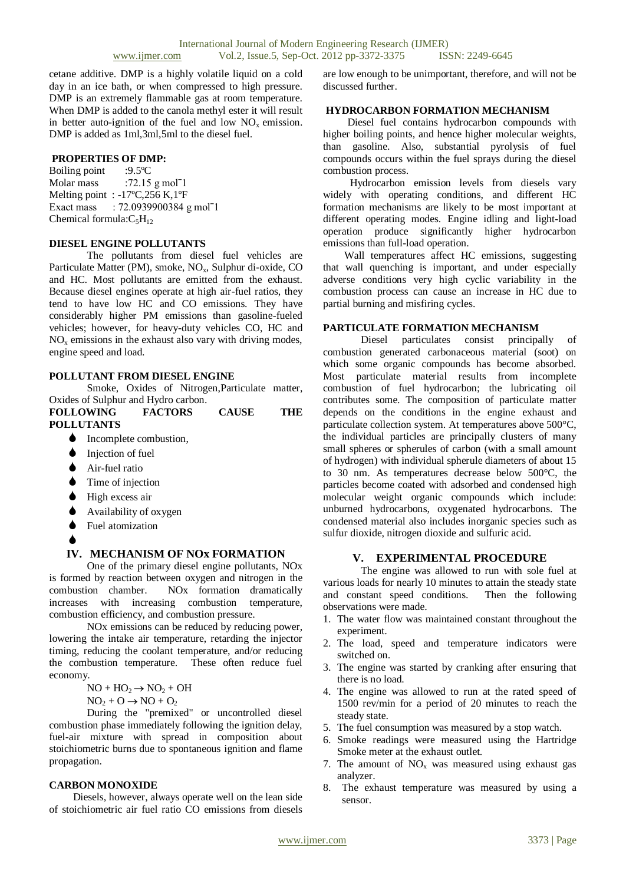cetane additive. DMP is a highly volatile liquid on a cold day in an ice bath, or when compressed to high pressure. DMP is an extremely flammable gas at room temperature. When DMP is added to the canola methyl ester it will result in better auto-ignition of the fuel and low $NO_x$ emission. DMP is added as 1ml,3ml,5ml to the diesel fuel.

### PROPERTIES OF DMP:

Boiling point :9.5ºC
Molar mass :72.15 g mol¯1
Melting point : -17ºC,256 K,1ºF
Exact mass : 72.0939900384 g mol¯1
Chemical formula:$C_5H_{12}$

### DIESEL ENGINE POLLUTANTS

The pollutants from diesel fuel vehicles are Particulate Matter (PM), smoke, $NO_x$, Sulphur di-oxide, CO and HC. Most pollutants are emitted from the exhaust. Because diesel engines operate at high air-fuel ratios, they tend to have low HC and CO emissions. They have considerably higher PM emissions than gasoline-fueled vehicles; however, for heavy-duty vehicles CO, HC and $NO_x$ emissions in the exhaust also vary with driving modes, engine speed and load.

### POLLUTANT FROM DIESEL ENGINE

Smoke, Oxides of Nitrogen,Particulate matter, Oxides of Sulphur and Hydro carbon.

### FOLLOWING FACTORS CAUSE THE POLLUTANTS

- Incomplete combustion,
- Injection of fuel
- Air-fuel ratio
- Time of injection
- High excess air
- Availability of oxygen
- Fuel atomization

## IV. MECHANISM OF NOx FORMATION

One of the primary diesel engine pollutants, NOx is formed by reaction between oxygen and nitrogen in the combustion chamber. NOx formation dramatically increases with increasing combustion temperature, combustion efficiency, and combustion pressure.

NOx emissions can be reduced by reducing power, lowering the intake air temperature, retarding the injector timing, reducing the coolant temperature, and/or reducing the combustion temperature. These often reduce fuel economy.

$$NO + HO_2 \rightarrow NO_2 + OH$$

$$NO_2 + O \rightarrow NO + O_2$$

During the "premixed" or uncontrolled diesel combustion phase immediately following the ignition delay, fuel-air mixture with spread in composition about stoichiometric burns due to spontaneous ignition and flame propagation.

### CARBON MONOXIDE

Diesels, however, always operate well on the lean side of stoichiometric air fuel ratio CO emissions from diesels are low enough to be unimportant, therefore, and will not be discussed further.

### HYDROCARBON FORMATION MECHANISM

Diesel fuel contains hydrocarbon compounds with higher boiling points, and hence higher molecular weights, than gasoline. Also, substantial pyrolysis of fuel compounds occurs within the fuel sprays during the diesel combustion process.

Hydrocarbon emission levels from diesels vary widely with operating conditions, and different HC formation mechanisms are likely to be most important at different operating modes. Engine idling and light-load operation produce significantly higher hydrocarbon emissions than full-load operation.

Wall temperatures affect HC emissions, suggesting that wall quenching is important, and under especially adverse conditions very high cyclic variability in the combustion process can cause an increase in HC due to partial burning and misfiring cycles.

### PARTICULATE FORMATION MECHANISM

Diesel particulates consist principally of combustion generated carbonaceous material (soot) on which some organic compounds has become absorbed. Most particulate material results from incomplete combustion of fuel hydrocarbon; the lubricating oil contributes some. The composition of particulate matter depends on the conditions in the engine exhaust and particulate collection system. At temperatures above 500°C, the individual particles are principally clusters of many small spheres or spherules of carbon (with a small amount of hydrogen) with individual spherule diameters of about 15 to 30 nm. As temperatures decrease below 500°C, the particles become coated with adsorbed and condensed high molecular weight organic compounds which include: unburned hydrocarbons, oxygenated hydrocarbons. The condensed material also includes inorganic species such as sulfur dioxide, nitrogen dioxide and sulfuric acid.

## V. EXPERIMENTAL PROCEDURE

The engine was allowed to run with sole fuel at various loads for nearly 10 minutes to attain the steady state and constant speed conditions. Then the following observations were made.

1. The water flow was maintained constant throughout the experiment.
2. The load, speed and temperature indicators were switched on.
3. The engine was started by cranking after ensuring that there is no load.
4. The engine was allowed to run at the rated speed of 1500 rev/min for a period of 20 minutes to reach the steady state.
5. The fuel consumption was measured by a stop watch.
6. Smoke readings were measured using the Hartridge Smoke meter at the exhaust outlet.
7. The amount of $NO_x$ was measured using exhaust gas analyzer.
8. The exhaust temperature was measured by using a sensor.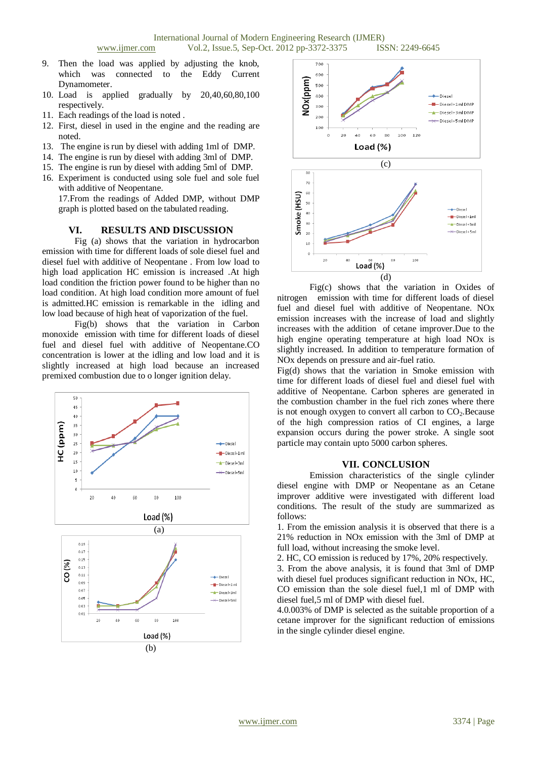9. Then the load was applied by adjusting the knob, which was connected to the Eddy Current Dynamometer.
10. Load is applied gradually by 20,40,60,80,100 respectively.
11. Each readings of the load is noted .
12. First, diesel in used in the engine and the reading are noted.
13. The engine is run by diesel with adding 1ml of DMP.
14. The engine is run by diesel with adding 3ml of DMP.
15. The engine is run by diesel with adding 5ml of DMP.
16. Experiment is conducted using sole fuel and sole fuel with additive of Neopentane.

    17.From the readings of Added DMP, without DMP graph is plotted based on the tabulated reading.

## VI. RESULTS AND DISCUSSION

Fig (a) shows that the variation in hydrocarbon emission with time for different loads of sole diesel fuel and diesel fuel with additive of Neopentane . From low load to high load application HC emission is increased .At high load condition the friction power found to be higher than no load condition. At high load condition more amount of fuel is admitted.HC emission is remarkable in the idling and low load because of high heat of vaporization of the fuel.

Fig(b) shows that the variation in Carbon monoxide emission with time for different loads of diesel fuel and diesel fuel with additive of Neopentane.CO concentration is lower at the idling and low load and it is slightly increased at high load because an increased premixed combustion due to o longer ignition delay.

(a)

(b)

(c)

(d)

Fig(c) shows that the variation in Oxides of nitrogen emission with time for different loads of diesel fuel and diesel fuel with additive of Neopentane. NOx emission increases with the increase of load and slightly increases with the addition of cetane improver.Due to the high engine operating temperature at high load NOx is slightly increased. In addition to temperature formation of NOx depends on pressure and air-fuel ratio.

Fig(d) shows that the variation in Smoke emission with time for different loads of diesel fuel and diesel fuel with additive of Neopentane. Carbon spheres are generated in the combustion chamber in the fuel rich zones where there is not enough oxygen to convert all carbon to $CO_2$.Because of the high compression ratios of CI engines, a large expansion occurs during the power stroke. A single soot particle may contain upto 5000 carbon spheres.

## VII. CONCLUSION

Emission characteristics of the single cylinder diesel engine with DMP or Neopentane as an Cetane improver additive were investigated with different load conditions. The result of the study are summarized as follows:

1. From the emission analysis it is observed that there is a 21% reduction in NOx emission with the 3ml of DMP at full load, without increasing the smoke level.
2. HC, CO emission is reduced by 17%, 20% respectively.
3. From the above analysis, it is found that 3ml of DMP with diesel fuel produces significant reduction in NOx, HC, CO emission than the sole diesel fuel,1 ml of DMP with diesel fuel,5 ml of DMP with diesel fuel.
4. 0.003% of DMP is selected as the suitable proportion of a cetane improver for the significant reduction of emissions in the single cylinder diesel engine.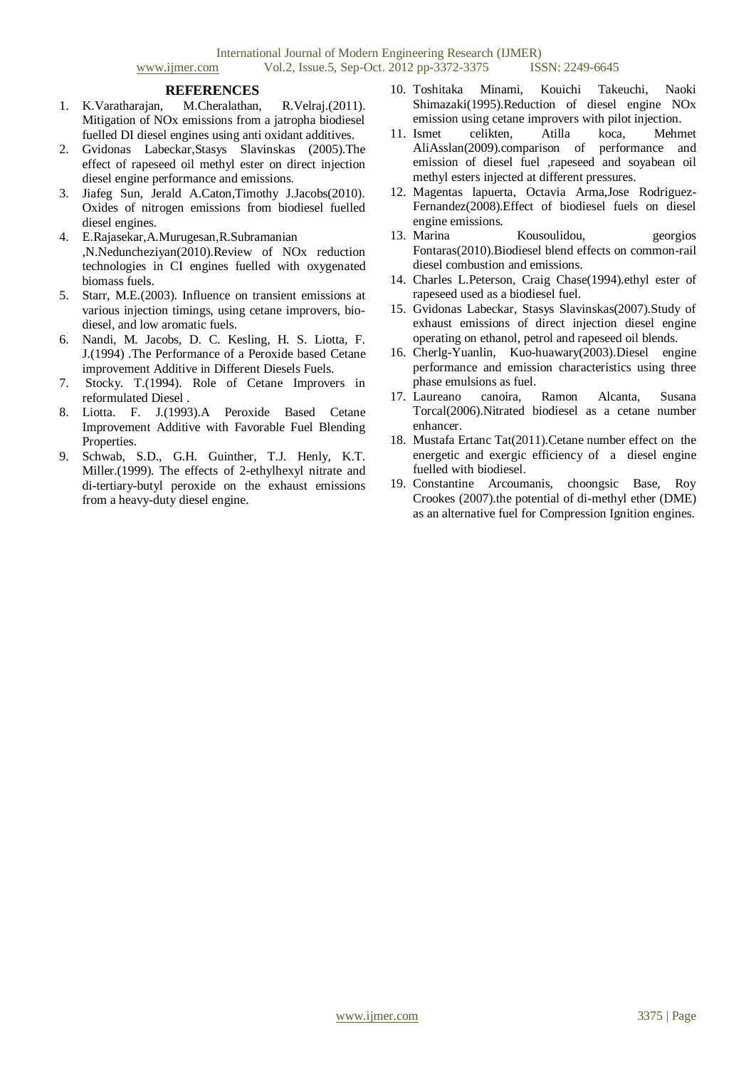## REFERENCES

1. K.Varatharajan, M.Cheralathan, R.Velraj.(2011). Mitigation of NOx emissions from a jatropha biodiesel fuelled DI diesel engines using anti oxidant additives.
2. Gvidonas Labeckar,Stasys Slavinskas (2005).The effect of rapeseed oil methyl ester on direct injection diesel engine performance and emissions.
3. Jiafeg Sun, Jerald A.Caton,Timothy J.Jacobs(2010). Oxides of nitrogen emissions from biodiesel fuelled diesel engines.
4. E.Rajasekar,A.Murugesan,R.Subramanian ,N.Neduncheziyan(2010).Review of NOx reduction technologies in CI engines fuelled with oxygenated biomass fuels.
5. Starr, M.E.(2003). Influence on transient emissions at various injection timings, using cetane improvers, bio-diesel, and low aromatic fuels.
6. Nandi, M. Jacobs, D. C. Kesling, H. S. Liotta, F. J.(1994) .The Performance of a Peroxide based Cetane improvement Additive in Different Diesels Fuels.
7. Stocky. T.(1994). Role of Cetane Improvers in reformulated Diesel .
8. Liotta. F. J.(1993).A Peroxide Based Cetane Improvement Additive with Favorable Fuel Blending Properties.
9. Schwab, S.D., G.H. Guinther, T.J. Henly, K.T. Miller.(1999). The effects of 2-ethylhexyl nitrate and di-tertiary-butyl peroxide on the exhaust emissions from a heavy-duty diesel engine.
10. Toshitaka Minami, Kouichi Takeuchi, Naoki Shimazaki(1995).Reduction of diesel engine NOx emission using cetane improvers with pilot injection.
11. Ismet celikten, Atilla koca, Mehmet AliAsslan(2009).comparison of performance and emission of diesel fuel ,rapeseed and soyabean oil methyl esters injected at different pressures.
12. Magentas lapuerta, Octavia Arma,Jose Rodriguez-Fernandez(2008).Effect of biodiesel fuels on diesel engine emissions.
13. Marina Kousoulidou, georgios Fontaras(2010).Biodiesel blend effects on common-rail diesel combustion and emissions.
14. Charles L.Peterson, Craig Chase(1994).ethyl ester of rapeseed used as a biodiesel fuel.
15. Gvidonas Labeckar, Stasys Slavinskas(2007).Study of exhaust emissions of direct injection diesel engine operating on ethanol, petrol and rapeseed oil blends.
16. Cherlg-Yuanlin, Kuo-huawary(2003).Diesel engine performance and emission characteristics using three phase emulsions as fuel.
17. Laureano canoira, Ramon Alcanta, Susana Torcal(2006).Nitrated biodiesel as a cetane number enhancer.
18. Mustafa Ertanc Tat(2011).Cetane number effect on the energetic and exergic efficiency of a diesel engine fuelled with biodiesel.
19. Constantine Arcoumanis, choongsic Base, Roy Crookes (2007).the potential of di-methyl ether (DME) as an alternative fuel for Compression Ignition engines.